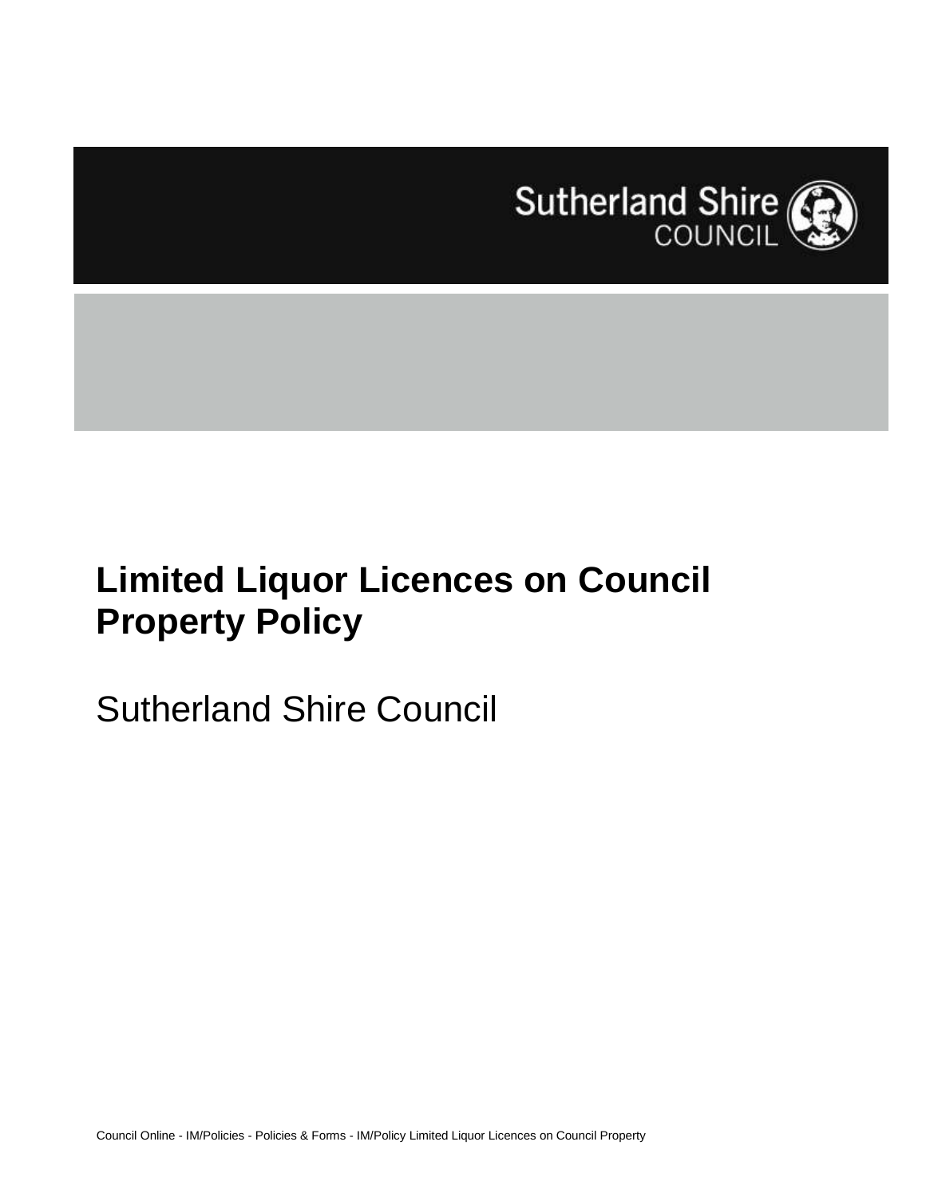Sutherland Shire COUNCIL

# Limited Liquor Licences on Council Property Policy

Sutherland Shire Council

Council Online - IM/Policies - Policies & Forms - IM/Policy Limited Liquor Licences on Council Property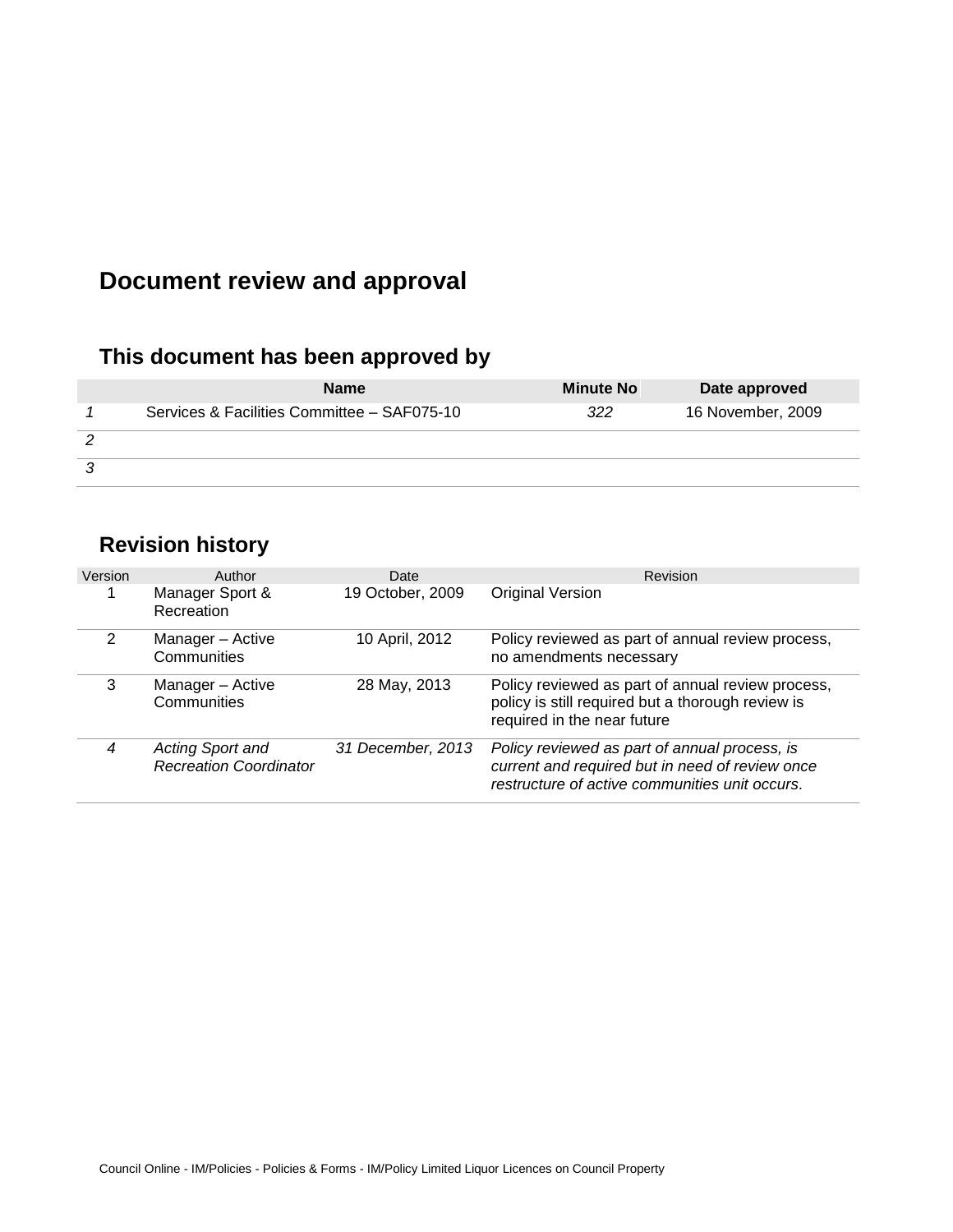# Document review and approval

## This document has been approved by

| | Name | Minute No | Date approved |
|---|---|---|---|
| *1* | Services & Facilities Committee – SAF075-10 | *322* | 16 November, 2009 |
| *2* | | | |
| *3* | | | |

## Revision history

| Version | Author | Date | Revision |
|---|---|---|---|
| 1 | Manager Sport & Recreation | 19 October, 2009 | Original Version |
| 2 | Manager – Active Communities | 10 April, 2012 | Policy reviewed as part of annual review process, no amendments necessary |
| 3 | Manager – Active Communities | 28 May, 2013 | Policy reviewed as part of annual review process, policy is still required but a thorough review is required in the near future |
| *4* | *Acting Sport and Recreation Coordinator* | *31 December, 2013* | *Policy reviewed as part of annual process, is current and required but in need of review once restructure of active communities unit occurs.* |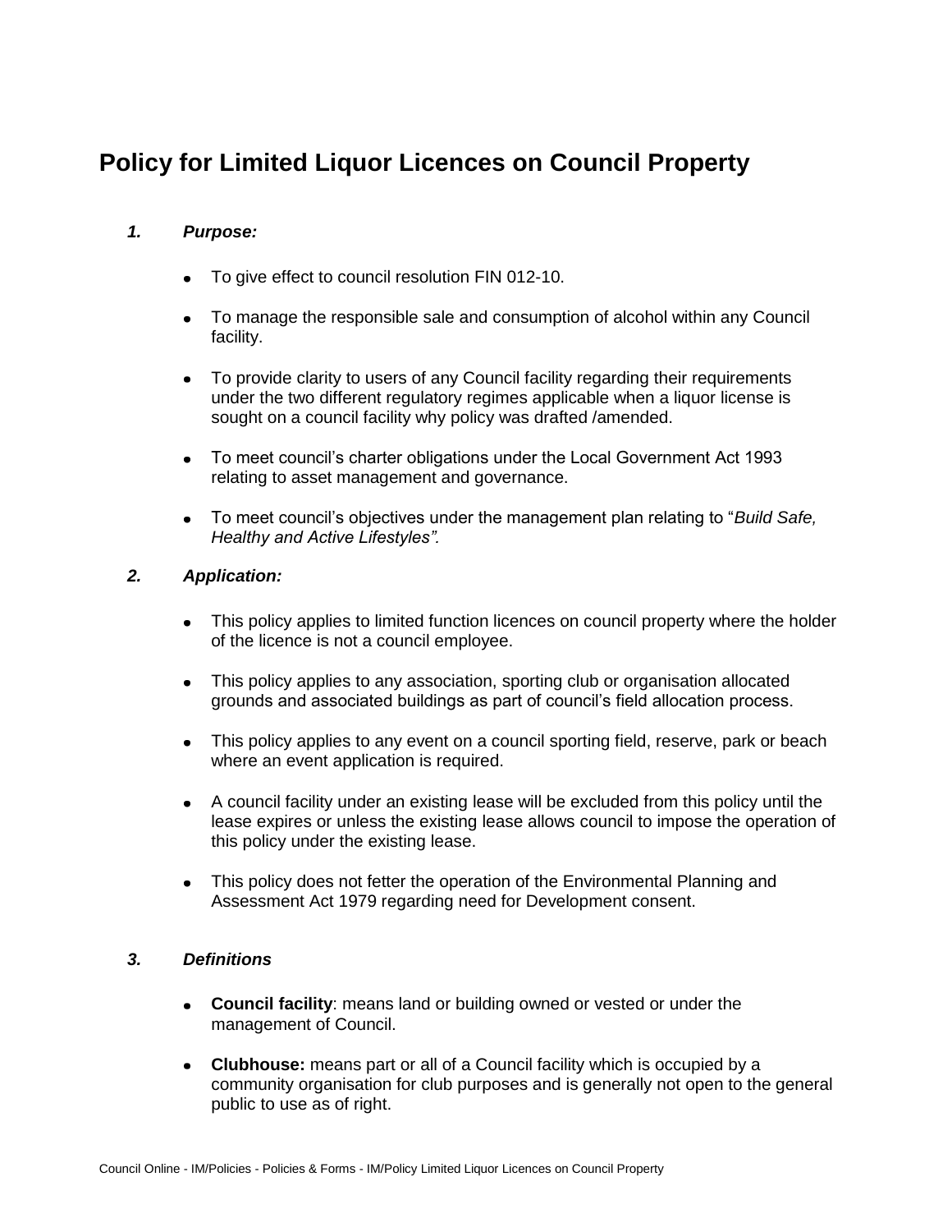# Policy for Limited Liquor Licences on Council Property

### *1. Purpose:*

- To give effect to council resolution FIN 012-10.
- To manage the responsible sale and consumption of alcohol within any Council facility.
- To provide clarity to users of any Council facility regarding their requirements under the two different regulatory regimes applicable when a liquor license is sought on a council facility why policy was drafted /amended.
- To meet council's charter obligations under the Local Government Act 1993 relating to asset management and governance.
- To meet council's objectives under the management plan relating to "*Build Safe, Healthy and Active Lifestyles".*

### *2. Application:*

- This policy applies to limited function licences on council property where the holder of the licence is not a council employee.
- This policy applies to any association, sporting club or organisation allocated grounds and associated buildings as part of council's field allocation process.
- This policy applies to any event on a council sporting field, reserve, park or beach where an event application is required.
- A council facility under an existing lease will be excluded from this policy until the lease expires or unless the existing lease allows council to impose the operation of this policy under the existing lease.
- This policy does not fetter the operation of the Environmental Planning and Assessment Act 1979 regarding need for Development consent.

### *3. Definitions*

- **Council facility**: means land or building owned or vested or under the management of Council.
- **Clubhouse:** means part or all of a Council facility which is occupied by a community organisation for club purposes and is generally not open to the general public to use as of right.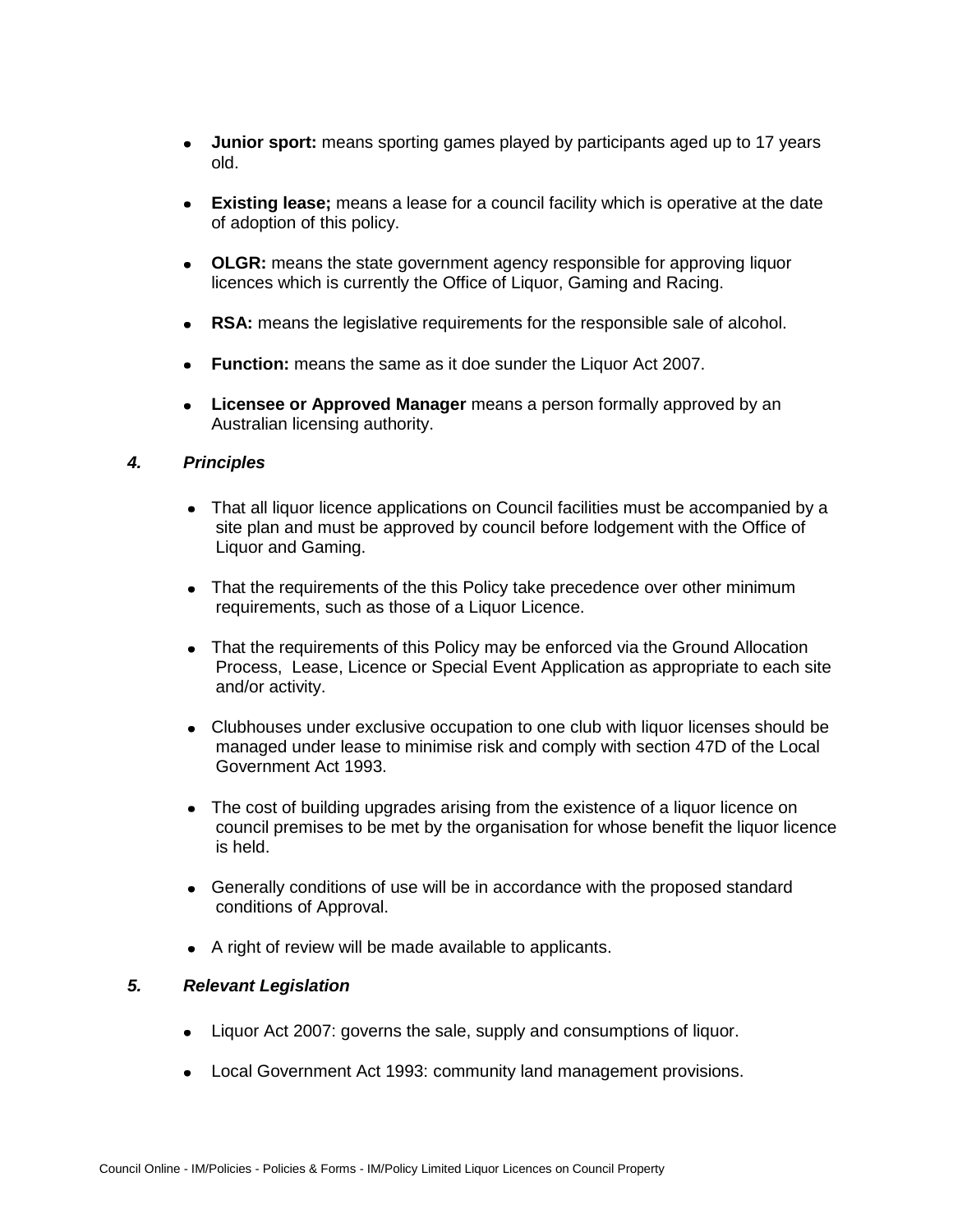- **Junior sport:** means sporting games played by participants aged up to 17 years old.
- **Existing lease;** means a lease for a council facility which is operative at the date of adoption of this policy.
- **OLGR:** means the state government agency responsible for approving liquor licences which is currently the Office of Liquor, Gaming and Racing.
- **RSA:** means the legislative requirements for the responsible sale of alcohol.
- **Function:** means the same as it doe sunder the Liquor Act 2007.
- **Licensee or Approved Manager** means a person formally approved by an Australian licensing authority.

### *4. Principles*

- That all liquor licence applications on Council facilities must be accompanied by a site plan and must be approved by council before lodgement with the Office of Liquor and Gaming.
- That the requirements of the this Policy take precedence over other minimum requirements, such as those of a Liquor Licence.
- That the requirements of this Policy may be enforced via the Ground Allocation Process, Lease, Licence or Special Event Application as appropriate to each site and/or activity.
- Clubhouses under exclusive occupation to one club with liquor licenses should be managed under lease to minimise risk and comply with section 47D of the Local Government Act 1993.
- The cost of building upgrades arising from the existence of a liquor licence on council premises to be met by the organisation for whose benefit the liquor licence is held.
- Generally conditions of use will be in accordance with the proposed standard conditions of Approval.
- A right of review will be made available to applicants.

### *5. Relevant Legislation*

- Liquor Act 2007: governs the sale, supply and consumptions of liquor.
- Local Government Act 1993: community land management provisions.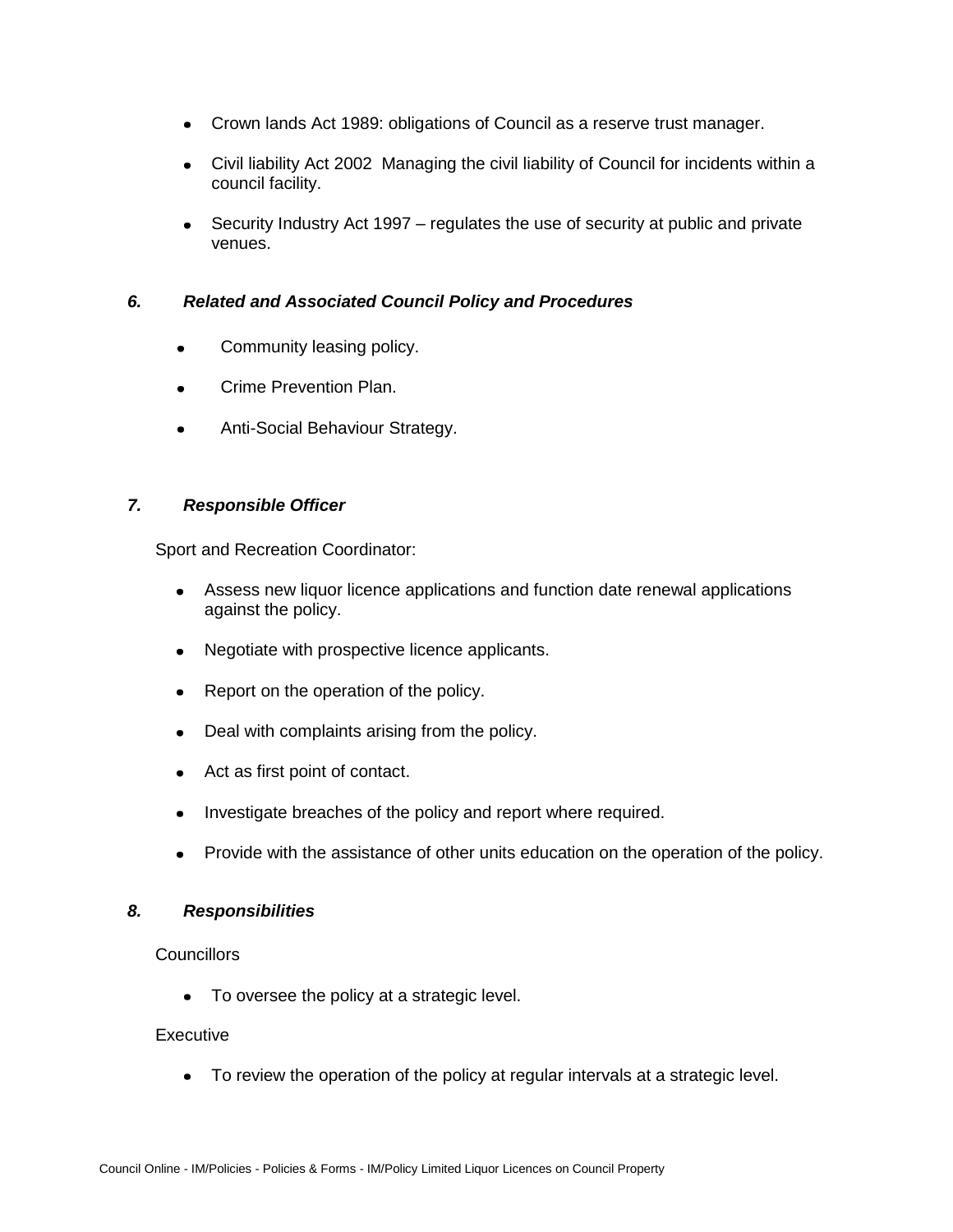- Crown lands Act 1989: obligations of Council as a reserve trust manager.
- Civil liability Act 2002 Managing the civil liability of Council for incidents within a council facility.
- Security Industry Act 1997 – regulates the use of security at public and private venues.

## *6. Related and Associated Council Policy and Procedures*

- Community leasing policy.
- Crime Prevention Plan.
- Anti-Social Behaviour Strategy.

## *7. Responsible Officer*

Sport and Recreation Coordinator:

- Assess new liquor licence applications and function date renewal applications against the policy.
- Negotiate with prospective licence applicants.
- Report on the operation of the policy.
- Deal with complaints arising from the policy.
- Act as first point of contact.
- Investigate breaches of the policy and report where required.
- Provide with the assistance of other units education on the operation of the policy.

## *8. Responsibilities*

Councillors

- To oversee the policy at a strategic level.

Executive

- To review the operation of the policy at regular intervals at a strategic level.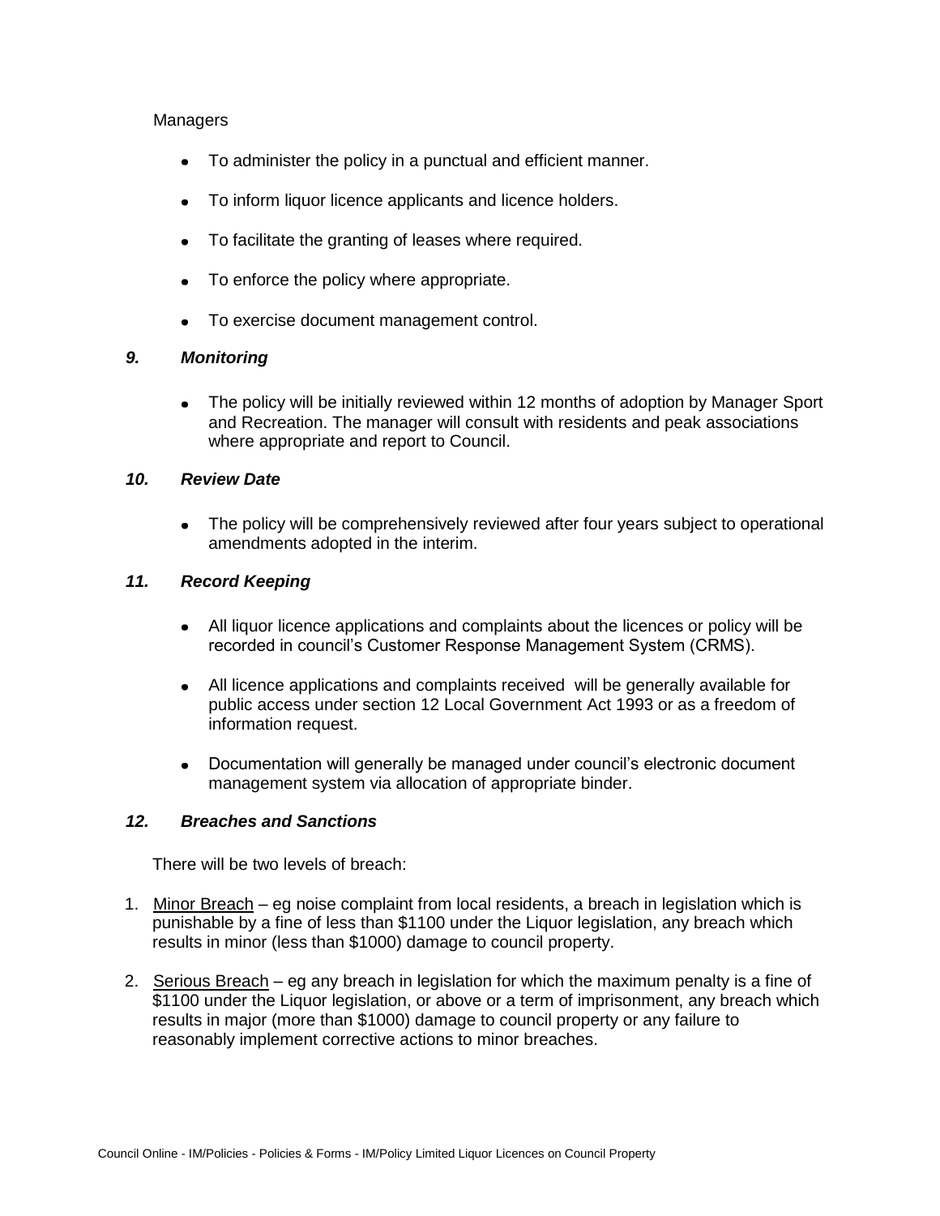Managers

- To administer the policy in a punctual and efficient manner.
- To inform liquor licence applicants and licence holders.
- To facilitate the granting of leases where required.
- To enforce the policy where appropriate.
- To exercise document management control.

### *9. Monitoring*

- The policy will be initially reviewed within 12 months of adoption by Manager Sport and Recreation. The manager will consult with residents and peak associations where appropriate and report to Council.

### *10. Review Date*

- The policy will be comprehensively reviewed after four years subject to operational amendments adopted in the interim.

### *11. Record Keeping*

- All liquor licence applications and complaints about the licences or policy will be recorded in council's Customer Response Management System (CRMS).
- All licence applications and complaints received will be generally available for public access under section 12 Local Government Act 1993 or as a freedom of information request.
- Documentation will generally be managed under council's electronic document management system via allocation of appropriate binder.

### *12. Breaches and Sanctions*

There will be two levels of breach:

1. <u>Minor Breach</u> – eg noise complaint from local residents, a breach in legislation which is punishable by a fine of less than $1100 under the Liquor legislation, any breach which results in minor (less than $1000) damage to council property.
2. <u>Serious Breach</u> – eg any breach in legislation for which the maximum penalty is a fine of $1100 under the Liquor legislation, or above or a term of imprisonment, any breach which results in major (more than $1000) damage to council property or any failure to reasonably implement corrective actions to minor breaches.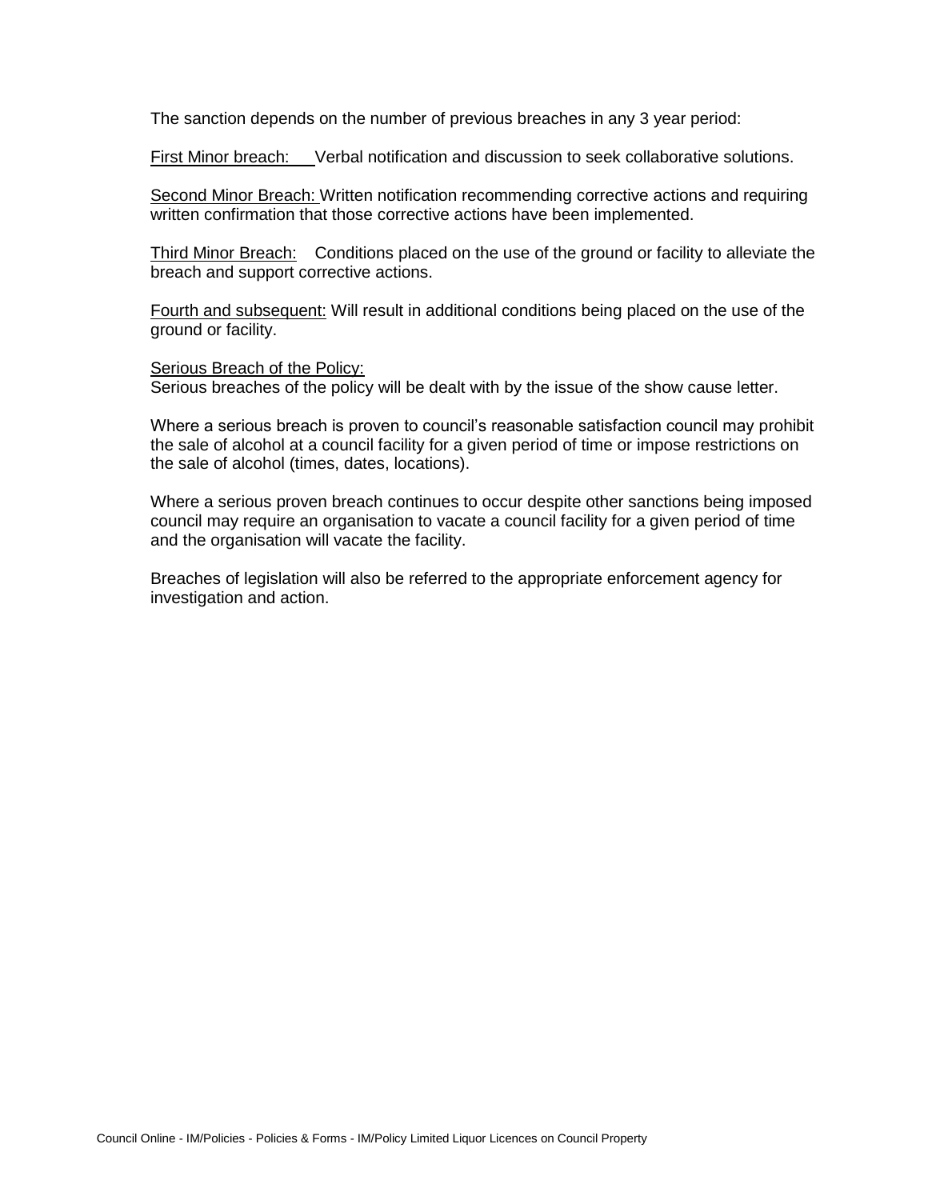The sanction depends on the number of previous breaches in any 3 year period:

First Minor breach: Verbal notification and discussion to seek collaborative solutions.

Second Minor Breach: Written notification recommending corrective actions and requiring written confirmation that those corrective actions have been implemented.

Third Minor Breach: Conditions placed on the use of the ground or facility to alleviate the breach and support corrective actions.

Fourth and subsequent: Will result in additional conditions being placed on the use of the ground or facility.

Serious Breach of the Policy:
Serious breaches of the policy will be dealt with by the issue of the show cause letter.

Where a serious breach is proven to council's reasonable satisfaction council may prohibit the sale of alcohol at a council facility for a given period of time or impose restrictions on the sale of alcohol (times, dates, locations).

Where a serious proven breach continues to occur despite other sanctions being imposed council may require an organisation to vacate a council facility for a given period of time and the organisation will vacate the facility.

Breaches of legislation will also be referred to the appropriate enforcement agency for investigation and action.